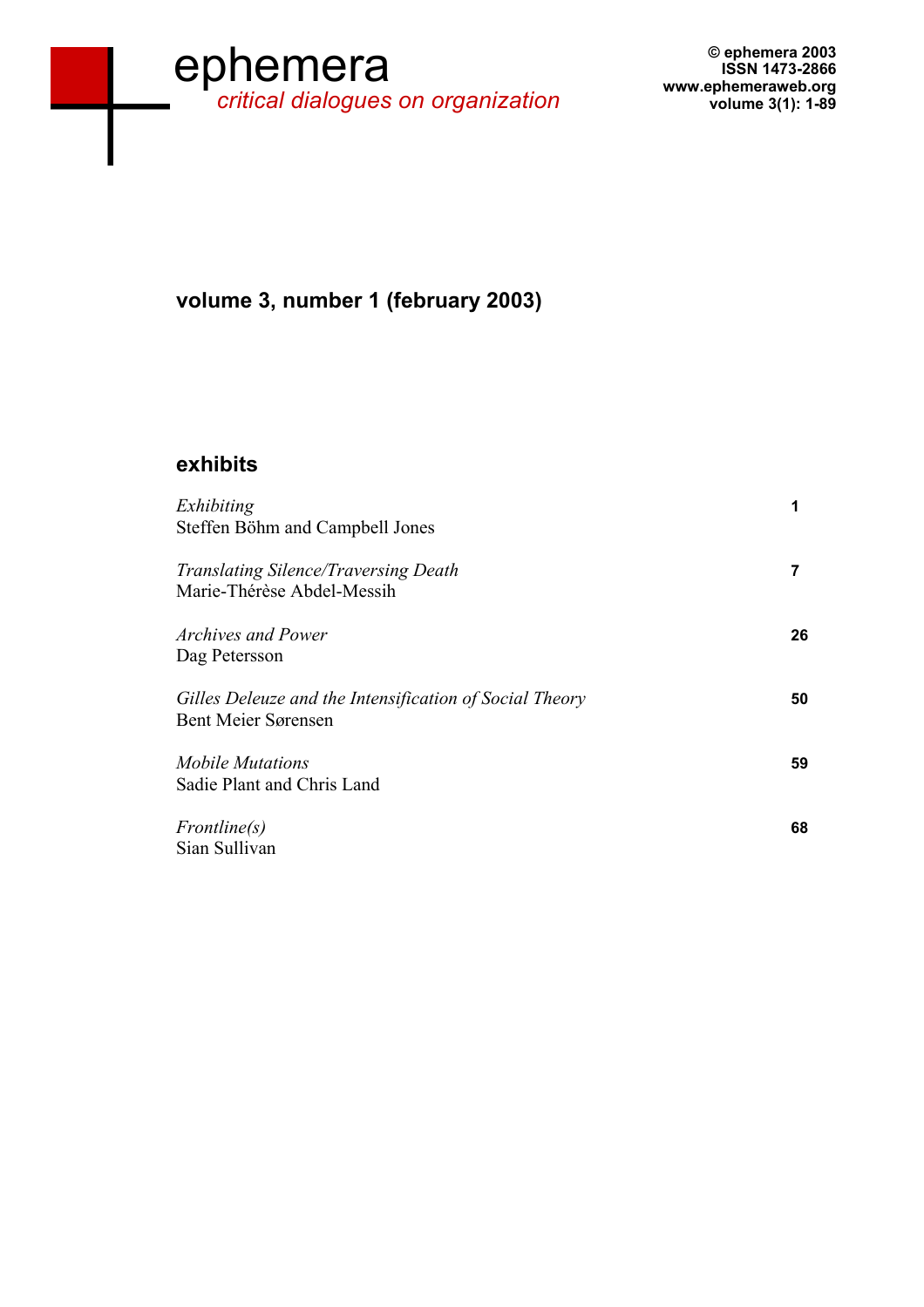# ephemera

*critical dialogues on organization*

© ephemera 2003
ISSN 1473-2866
www.ephemeraweb.org

## volume 3, number 1 (february 2003)

### exhibits

| | |
|---|---|
| *Exhibiting*<br>Steffen Böhm and Campbell Jones | 1 |
| *Translating Silence/Traversing Death*<br>Marie-Thérèse Abdel-Messih | 7 |
| *Archives and Power*<br>Dag Petersson | 26 |
| *Gilles Deleuze and the Intensification of Social Theory*<br>Bent Meier Sørensen | 50 |
| *Mobile Mutations*<br>Sadie Plant and Chris Land | 59 |
| *Frontline(s)*<br>Sian Sullivan | 68 |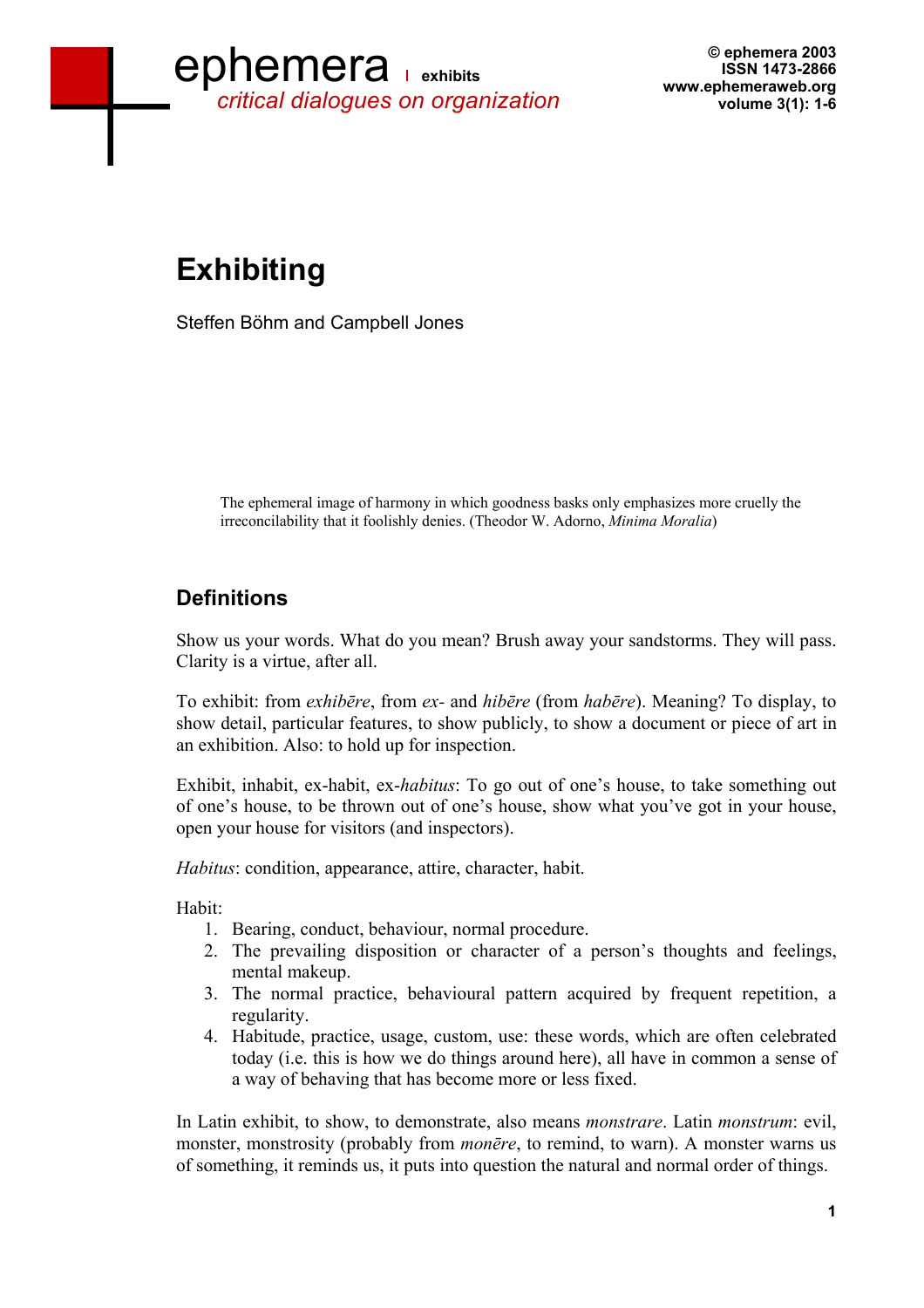# Exhibiting

Steffen Böhm and Campbell Jones

> The ephemeral image of harmony in which goodness basks only emphasizes more cruelly the irreconcilability that it foolishly denies. (Theodor W. Adorno, *Minima Moralia*)

## Definitions

Show us your words. What do you mean? Brush away your sandstorms. They will pass. Clarity is a virtue, after all.

To exhibit: from *exhibēre*, from *ex-* and *hibēre* (from *habēre*). Meaning? To display, to show detail, particular features, to show publicly, to show a document or piece of art in an exhibition. Also: to hold up for inspection.

Exhibit, inhabit, ex-habit, ex-*habitus*: To go out of one's house, to take something out of one's house, to be thrown out of one's house, show what you've got in your house, open your house for visitors (and inspectors).

*Habitus*: condition, appearance, attire, character, habit.

Habit:

1. Bearing, conduct, behaviour, normal procedure.
2. The prevailing disposition or character of a person's thoughts and feelings, mental makeup.
3. The normal practice, behavioural pattern acquired by frequent repetition, a regularity.
4. Habitude, practice, usage, custom, use: these words, which are often celebrated today (i.e. this is how we do things around here), all have in common a sense of a way of behaving that has become more or less fixed.

In Latin exhibit, to show, to demonstrate, also means *monstrare*. Latin *monstrum*: evil, monster, monstrosity (probably from *monēre*, to remind, to warn). A monster warns us of something, it reminds us, it puts into question the natural and normal order of things.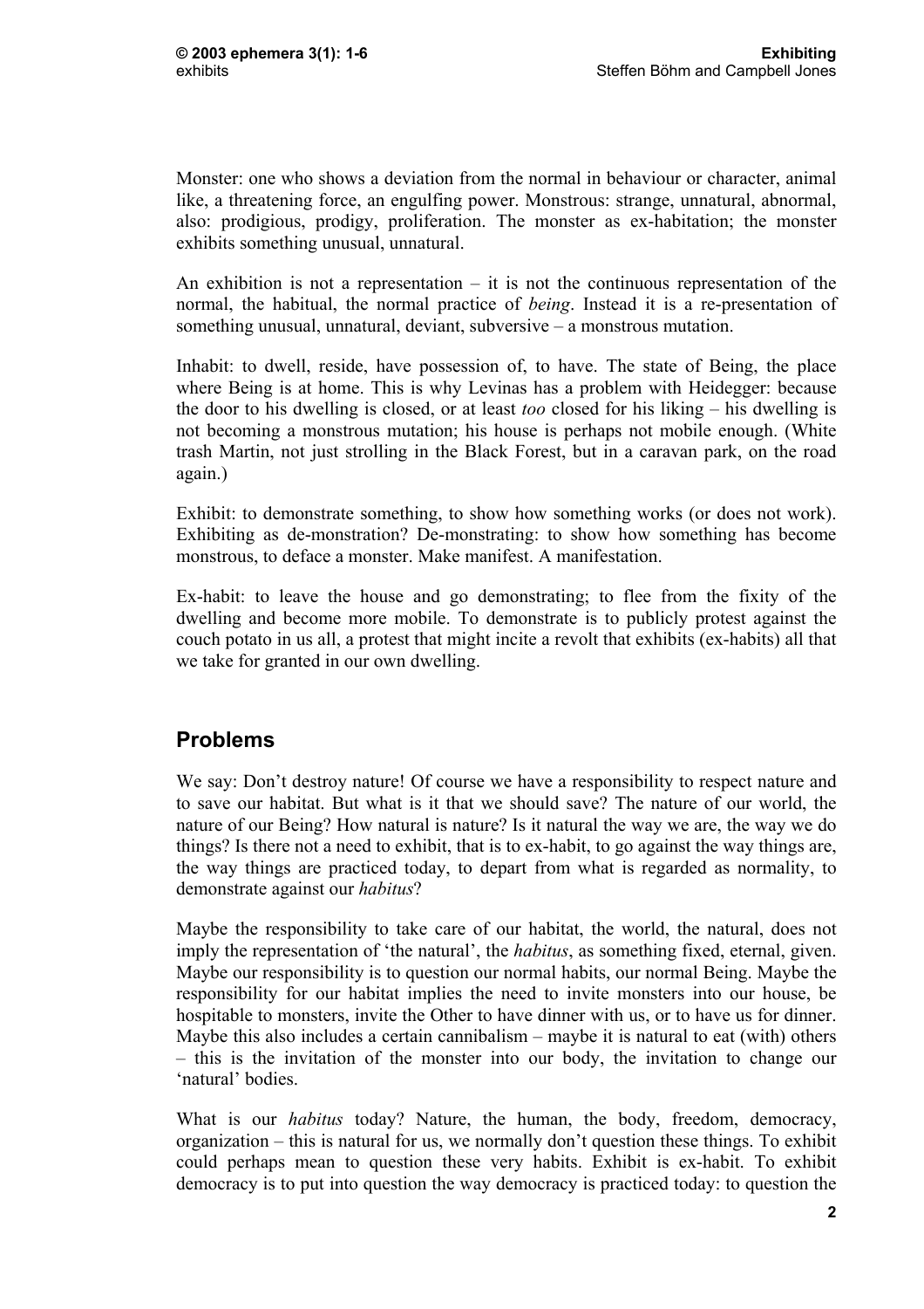Monster: one who shows a deviation from the normal in behaviour or character, animal like, a threatening force, an engulfing power. Monstrous: strange, unnatural, abnormal, also: prodigious, prodigy, proliferation. The monster as ex-habitation; the monster exhibits something unusual, unnatural.

An exhibition is not a representation – it is not the continuous representation of the normal, the habitual, the normal practice of *being*. Instead it is a re-presentation of something unusual, unnatural, deviant, subversive – a monstrous mutation.

Inhabit: to dwell, reside, have possession of, to have. The state of Being, the place where Being is at home. This is why Levinas has a problem with Heidegger: because the door to his dwelling is closed, or at least *too* closed for his liking – his dwelling is not becoming a monstrous mutation; his house is perhaps not mobile enough. (White trash Martin, not just strolling in the Black Forest, but in a caravan park, on the road again.)

Exhibit: to demonstrate something, to show how something works (or does not work). Exhibiting as de-monstration? De-monstrating: to show how something has become monstrous, to deface a monster. Make manifest. A manifestation.

Ex-habit: to leave the house and go demonstrating; to flee from the fixity of the dwelling and become more mobile. To demonstrate is to publicly protest against the couch potato in us all, a protest that might incite a revolt that exhibits (ex-habits) all that we take for granted in our own dwelling.

## Problems

We say: Don't destroy nature! Of course we have a responsibility to respect nature and to save our habitat. But what is it that we should save? The nature of our world, the nature of our Being? How natural is nature? Is it natural the way we are, the way we do things? Is there not a need to exhibit, that is to ex-habit, to go against the way things are, the way things are practiced today, to depart from what is regarded as normality, to demonstrate against our *habitus*?

Maybe the responsibility to take care of our habitat, the world, the natural, does not imply the representation of 'the natural', the *habitus*, as something fixed, eternal, given. Maybe our responsibility is to question our normal habits, our normal Being. Maybe the responsibility for our habitat implies the need to invite monsters into our house, be hospitable to monsters, invite the Other to have dinner with us, or to have us for dinner. Maybe this also includes a certain cannibalism – maybe it is natural to eat (with) others – this is the invitation of the monster into our body, the invitation to change our 'natural' bodies.

What is our *habitus* today? Nature, the human, the body, freedom, democracy, organization – this is natural for us, we normally don't question these things. To exhibit could perhaps mean to question these very habits. Exhibit is ex-habit. To exhibit democracy is to put into question the way democracy is practiced today: to question the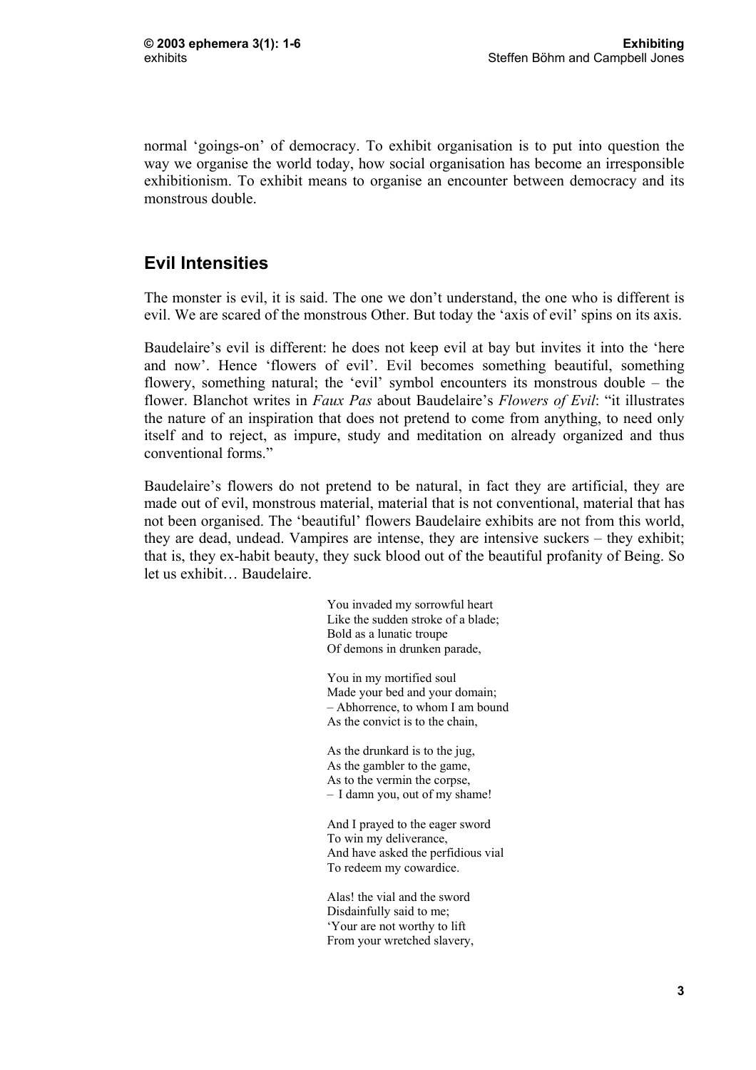normal 'goings-on' of democracy. To exhibit organisation is to put into question the way we organise the world today, how social organisation has become an irresponsible exhibitionism. To exhibit means to organise an encounter between democracy and its monstrous double.

## Evil Intensities

The monster is evil, it is said. The one we don't understand, the one who is different is evil. We are scared of the monstrous Other. But today the 'axis of evil' spins on its axis.

Baudelaire's evil is different: he does not keep evil at bay but invites it into the 'here and now'. Hence 'flowers of evil'. Evil becomes something beautiful, something flowery, something natural; the 'evil' symbol encounters its monstrous double – the flower. Blanchot writes in *Faux Pas* about Baudelaire's *Flowers of Evil*: "it illustrates the nature of an inspiration that does not pretend to come from anything, to need only itself and to reject, as impure, study and meditation on already organized and thus conventional forms."

Baudelaire's flowers do not pretend to be natural, in fact they are artificial, they are made out of evil, monstrous material, material that is not conventional, material that has not been organised. The 'beautiful' flowers Baudelaire exhibits are not from this world, they are dead, undead. Vampires are intense, they are intensive suckers – they exhibit; that is, they ex-habit beauty, they suck blood out of the beautiful profanity of Being. So let us exhibit… Baudelaire.

> You invaded my sorrowful heart  
> Like the sudden stroke of a blade;  
> Bold as a lunatic troupe  
> Of demons in drunken parade,
>
> You in my mortified soul  
> Made your bed and your domain;  
> – Abhorrence, to whom I am bound  
> As the convict is to the chain,
>
> As the drunkard is to the jug,  
> As the gambler to the game,  
> As to the vermin the corpse,  
> – I damn you, out of my shame!
>
> And I prayed to the eager sword  
> To win my deliverance,  
> And have asked the perfidious vial  
> To redeem my cowardice.
>
> Alas! the vial and the sword  
> Disdainfully said to me;  
> 'Your are not worthy to lift  
> From your wretched slavery,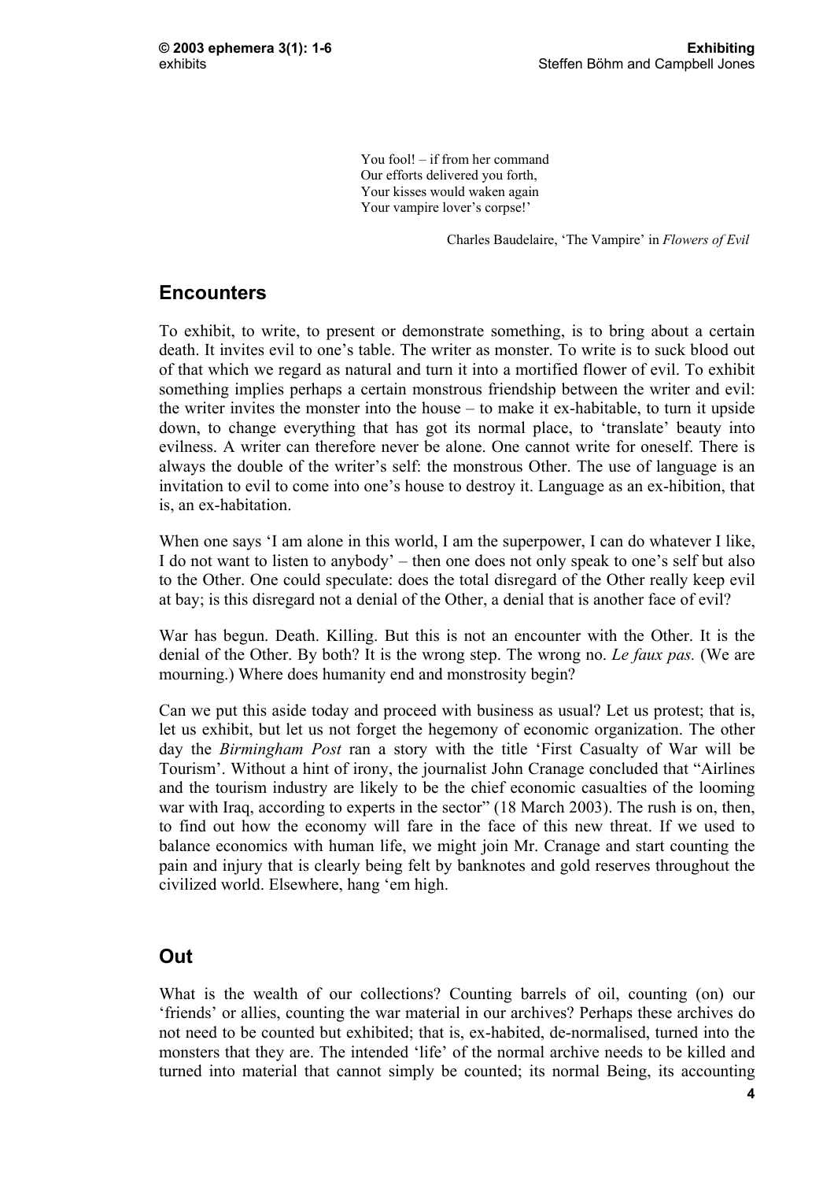> You fool! – if from her command
> Our efforts delivered you forth,
> Your kisses would waken again
> Your vampire lover's corpse!'
>
> Charles Baudelaire, 'The Vampire' in *Flowers of Evil*

## Encounters

To exhibit, to write, to present or demonstrate something, is to bring about a certain death. It invites evil to one's table. The writer as monster. To write is to suck blood out of that which we regard as natural and turn it into a mortified flower of evil. To exhibit something implies perhaps a certain monstrous friendship between the writer and evil: the writer invites the monster into the house – to make it ex-habitable, to turn it upside down, to change everything that has got its normal place, to 'translate' beauty into evilness. A writer can therefore never be alone. One cannot write for oneself. There is always the double of the writer's self: the monstrous Other. The use of language is an invitation to evil to come into one's house to destroy it. Language as an ex-hibition, that is, an ex-habitation.

When one says 'I am alone in this world, I am the superpower, I can do whatever I like, I do not want to listen to anybody' – then one does not only speak to one's self but also to the Other. One could speculate: does the total disregard of the Other really keep evil at bay; is this disregard not a denial of the Other, a denial that is another face of evil?

War has begun. Death. Killing. But this is not an encounter with the Other. It is the denial of the Other. By both? It is the wrong step. The wrong no. *Le faux pas.* (We are mourning.) Where does humanity end and monstrosity begin?

Can we put this aside today and proceed with business as usual? Let us protest; that is, let us exhibit, but let us not forget the hegemony of economic organization. The other day the *Birmingham Post* ran a story with the title 'First Casualty of War will be Tourism'. Without a hint of irony, the journalist John Cranage concluded that "Airlines and the tourism industry are likely to be the chief economic casualties of the looming war with Iraq, according to experts in the sector" (18 March 2003). The rush is on, then, to find out how the economy will fare in the face of this new threat. If we used to balance economics with human life, we might join Mr. Cranage and start counting the pain and injury that is clearly being felt by banknotes and gold reserves throughout the civilized world. Elsewhere, hang 'em high.

## Out

What is the wealth of our collections? Counting barrels of oil, counting (on) our 'friends' or allies, counting the war material in our archives? Perhaps these archives do not need to be counted but exhibited; that is, ex-habited, de-normalised, turned into the monsters that they are. The intended 'life' of the normal archive needs to be killed and turned into material that cannot simply be counted; its normal Being, its accounting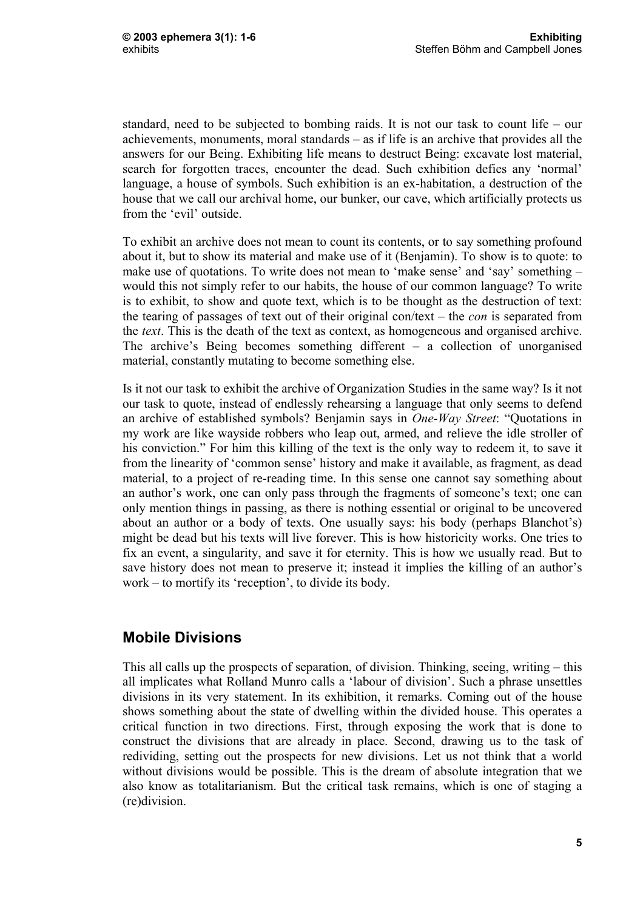standard, need to be subjected to bombing raids. It is not our task to count life – our achievements, monuments, moral standards – as if life is an archive that provides all the answers for our Being. Exhibiting life means to destruct Being: excavate lost material, search for forgotten traces, encounter the dead. Such exhibition defies any 'normal' language, a house of symbols. Such exhibition is an ex-habitation, a destruction of the house that we call our archival home, our bunker, our cave, which artificially protects us from the 'evil' outside.

To exhibit an archive does not mean to count its contents, or to say something profound about it, but to show its material and make use of it (Benjamin). To show is to quote: to make use of quotations. To write does not mean to 'make sense' and 'say' something – would this not simply refer to our habits, the house of our common language? To write is to exhibit, to show and quote text, which is to be thought as the destruction of text: the tearing of passages of text out of their original con/text – the *con* is separated from the *text*. This is the death of the text as context, as homogeneous and organised archive. The archive's Being becomes something different – a collection of unorganised material, constantly mutating to become something else.

Is it not our task to exhibit the archive of Organization Studies in the same way? Is it not our task to quote, instead of endlessly rehearsing a language that only seems to defend an archive of established symbols? Benjamin says in *One-Way Street*: "Quotations in my work are like wayside robbers who leap out, armed, and relieve the idle stroller of his conviction." For him this killing of the text is the only way to redeem it, to save it from the linearity of 'common sense' history and make it available, as fragment, as dead material, to a project of re-reading time. In this sense one cannot say something about an author's work, one can only pass through the fragments of someone's text; one can only mention things in passing, as there is nothing essential or original to be uncovered about an author or a body of texts. One usually says: his body (perhaps Blanchot's) might be dead but his texts will live forever. This is how historicity works. One tries to fix an event, a singularity, and save it for eternity. This is how we usually read. But to save history does not mean to preserve it; instead it implies the killing of an author's work – to mortify its 'reception', to divide its body.

## Mobile Divisions

This all calls up the prospects of separation, of division. Thinking, seeing, writing – this all implicates what Rolland Munro calls a 'labour of division'. Such a phrase unsettles divisions in its very statement. In its exhibition, it remarks. Coming out of the house shows something about the state of dwelling within the divided house. This operates a critical function in two directions. First, through exposing the work that is done to construct the divisions that are already in place. Second, drawing us to the task of redividing, setting out the prospects for new divisions. Let us not think that a world without divisions would be possible. This is the dream of absolute integration that we also know as totalitarianism. But the critical task remains, which is one of staging a (re)division.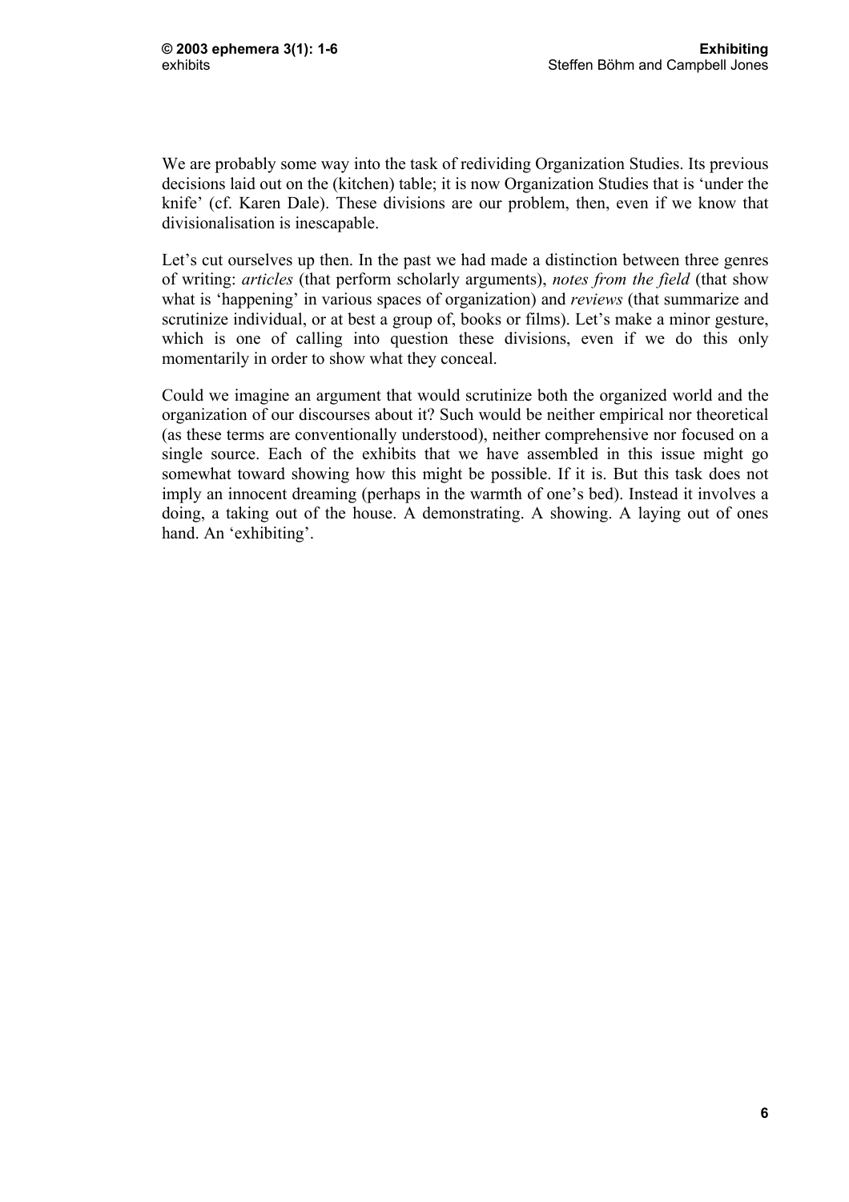We are probably some way into the task of redividing Organization Studies. Its previous decisions laid out on the (kitchen) table; it is now Organization Studies that is 'under the knife' (cf. Karen Dale). These divisions are our problem, then, even if we know that divisionalisation is inescapable.

Let's cut ourselves up then. In the past we had made a distinction between three genres of writing: *articles* (that perform scholarly arguments), *notes from the field* (that show what is 'happening' in various spaces of organization) and *reviews* (that summarize and scrutinize individual, or at best a group of, books or films). Let's make a minor gesture, which is one of calling into question these divisions, even if we do this only momentarily in order to show what they conceal.

Could we imagine an argument that would scrutinize both the organized world and the organization of our discourses about it? Such would be neither empirical nor theoretical (as these terms are conventionally understood), neither comprehensive nor focused on a single source. Each of the exhibits that we have assembled in this issue might go somewhat toward showing how this might be possible. If it is. But this task does not imply an innocent dreaming (perhaps in the warmth of one's bed). Instead it involves a doing, a taking out of the house. A demonstrating. A showing. A laying out of ones hand. An 'exhibiting'.